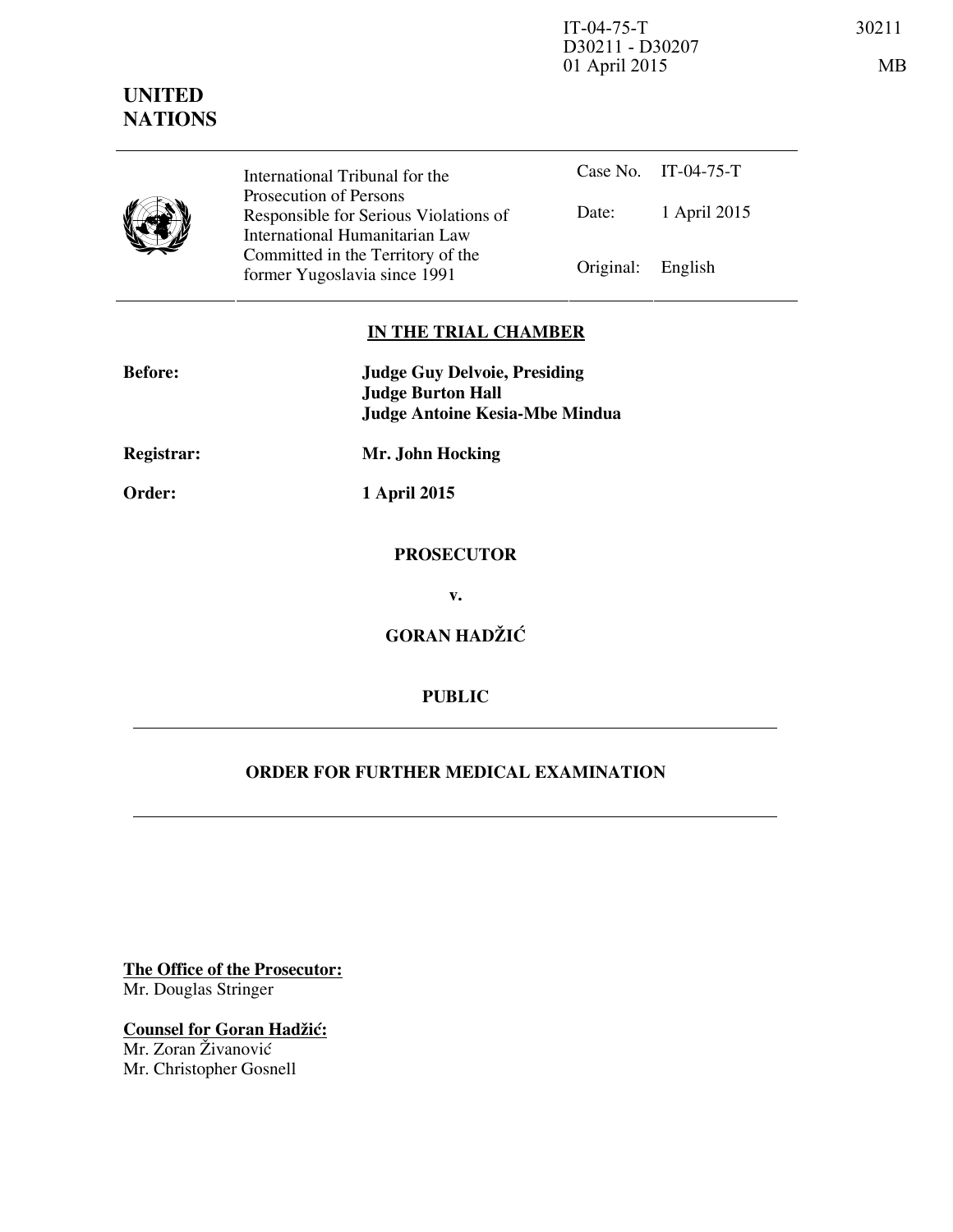IT-04-75-T
D30211 - D30207
01 April 2015

30211

MB

**UNITED NATIONS**

| International Tribunal for the Prosecution of Persons Responsible for Serious Violations of International Humanitarian Law Committed in the Territory of the former Yugoslavia since 1991 | Case No. | IT-04-75-T |
|---|---|---|
| | Date: | 1 April 2015 |
| | Original: | English |

**IN THE TRIAL CHAMBER**

| | |
|---|---|
| **Before:** | **Judge Guy Delvoie, Presiding** |
| | **Judge Burton Hall** |
| | **Judge Antoine Kesia-Mbe Mindua** |
| **Registrar:** | **Mr. John Hocking** |
| **Order:** | **1 April 2015** |

**PROSECUTOR**

**v.**

**GORAN HADŽIĆ**

**PUBLIC**

**ORDER FOR FURTHER MEDICAL EXAMINATION**

**The Office of the Prosecutor:**
Mr. Douglas Stringer

**Counsel for Goran Hadžić:**
Mr. Zoran Živanović
Mr. Christopher Gosnell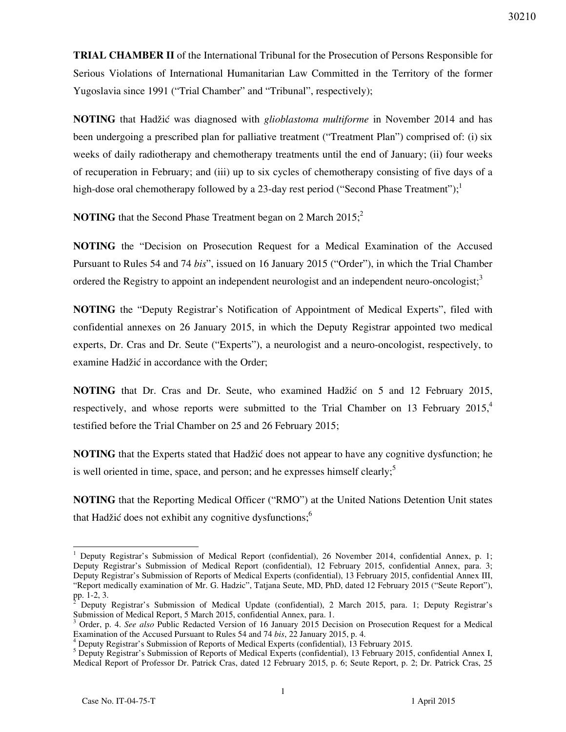**TRIAL CHAMBER II** of the International Tribunal for the Prosecution of Persons Responsible for Serious Violations of International Humanitarian Law Committed in the Territory of the former Yugoslavia since 1991 ("Trial Chamber" and "Tribunal", respectively);

**NOTING** that Hadžić was diagnosed with *glioblastoma multiforme* in November 2014 and has been undergoing a prescribed plan for palliative treatment ("Treatment Plan") comprised of: (i) six weeks of daily radiotherapy and chemotherapy treatments until the end of January; (ii) four weeks of recuperation in February; and (iii) up to six cycles of chemotherapy consisting of five days of a high-dose oral chemotherapy followed by a 23-day rest period ("Second Phase Treatment");[1]

**NOTING** that the Second Phase Treatment began on 2 March 2015;[2]

**NOTING** the "Decision on Prosecution Request for a Medical Examination of the Accused Pursuant to Rules 54 and 74 *bis*", issued on 16 January 2015 ("Order"), in which the Trial Chamber ordered the Registry to appoint an independent neurologist and an independent neuro-oncologist;[3]

**NOTING** the "Deputy Registrar's Notification of Appointment of Medical Experts", filed with confidential annexes on 26 January 2015, in which the Deputy Registrar appointed two medical experts, Dr. Cras and Dr. Seute ("Experts"), a neurologist and a neuro-oncologist, respectively, to examine Hadžić in accordance with the Order;

**NOTING** that Dr. Cras and Dr. Seute, who examined Hadžić on 5 and 12 February 2015, respectively, and whose reports were submitted to the Trial Chamber on 13 February 2015,[4] testified before the Trial Chamber on 25 and 26 February 2015;

**NOTING** that the Experts stated that Hadžić does not appear to have any cognitive dysfunction; he is well oriented in time, space, and person; and he expresses himself clearly;[5]

**NOTING** that the Reporting Medical Officer ("RMO") at the United Nations Detention Unit states that Hadžić does not exhibit any cognitive dysfunctions;[6]

---

[1] Deputy Registrar's Submission of Medical Report (confidential), 26 November 2014, confidential Annex, p. 1; Deputy Registrar's Submission of Medical Report (confidential), 12 February 2015, confidential Annex, para. 3; Deputy Registrar's Submission of Reports of Medical Experts (confidential), 13 February 2015, confidential Annex III, "Report medically examination of Mr. G. Hadzic", Tatjana Seute, MD, PhD, dated 12 February 2015 ("Seute Report"), pp. 1-2, 3.

[2] Deputy Registrar's Submission of Medical Update (confidential), 2 March 2015, para. 1; Deputy Registrar's Submission of Medical Report, 5 March 2015, confidential Annex, para. 1.

[3] Order, p. 4. *See also* Public Redacted Version of 16 January 2015 Decision on Prosecution Request for a Medical Examination of the Accused Pursuant to Rules 54 and 74 *bis*, 22 January 2015, p. 4.

[4] Deputy Registrar's Submission of Reports of Medical Experts (confidential), 13 February 2015.

[5] Deputy Registrar's Submission of Reports of Medical Experts (confidential), 13 February 2015, confidential Annex I, Medical Report of Professor Dr. Patrick Cras, dated 12 February 2015, p. 6; Seute Report, p. 2; Dr. Patrick Cras, 25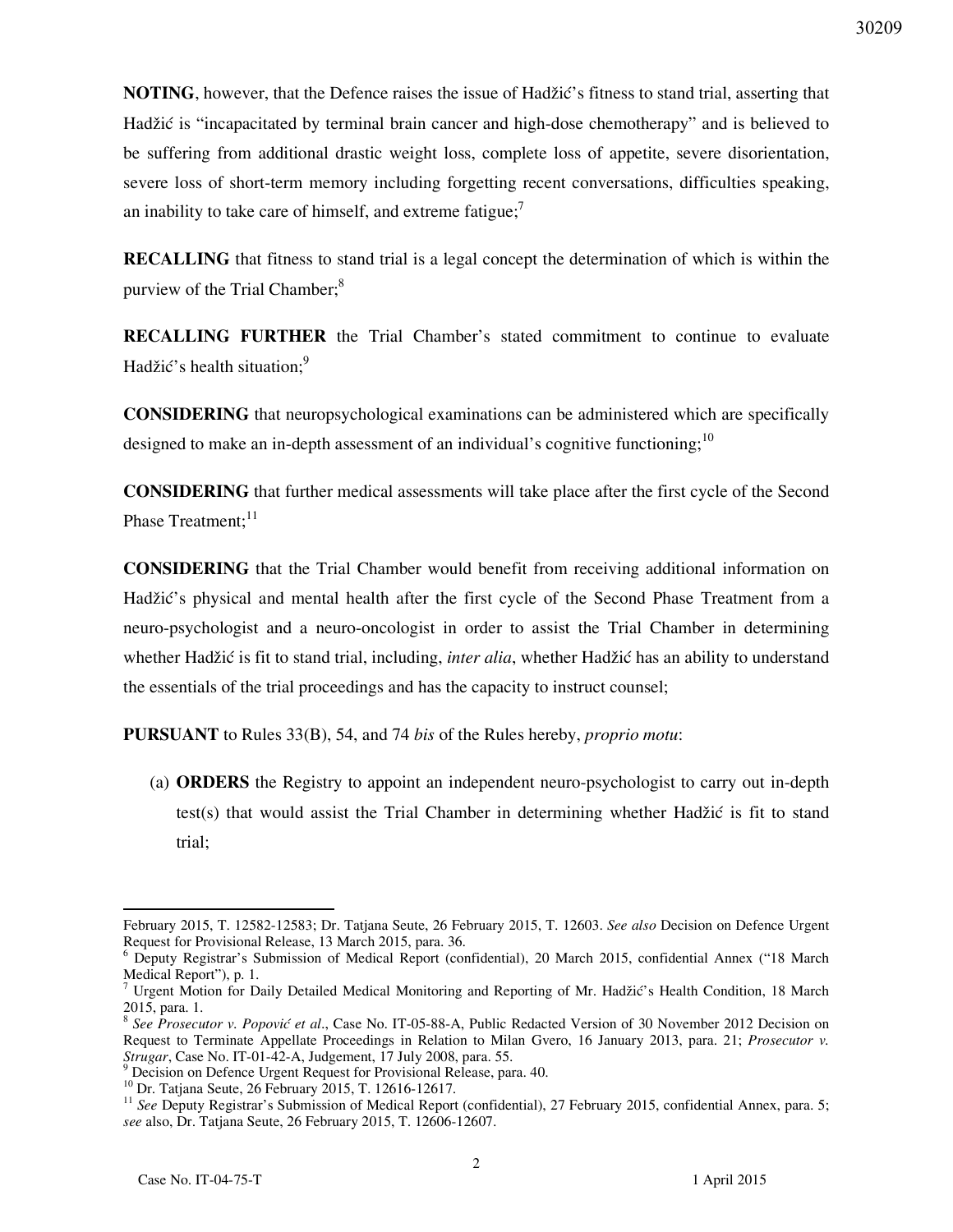**NOTING**, however, that the Defence raises the issue of Hadžić's fitness to stand trial, asserting that Hadžić is "incapacitated by terminal brain cancer and high-dose chemotherapy" and is believed to be suffering from additional drastic weight loss, complete loss of appetite, severe disorientation, severe loss of short-term memory including forgetting recent conversations, difficulties speaking, an inability to take care of himself, and extreme fatigue;[7]

**RECALLING** that fitness to stand trial is a legal concept the determination of which is within the purview of the Trial Chamber;[8]

**RECALLING FURTHER** the Trial Chamber's stated commitment to continue to evaluate Hadžić's health situation;[9]

**CONSIDERING** that neuropsychological examinations can be administered which are specifically designed to make an in-depth assessment of an individual's cognitive functioning;[10]

**CONSIDERING** that further medical assessments will take place after the first cycle of the Second Phase Treatment;[11]

**CONSIDERING** that the Trial Chamber would benefit from receiving additional information on Hadžić's physical and mental health after the first cycle of the Second Phase Treatment from a neuro-psychologist and a neuro-oncologist in order to assist the Trial Chamber in determining whether Hadžić is fit to stand trial, including, *inter alia*, whether Hadžić has an ability to understand the essentials of the trial proceedings and has the capacity to instruct counsel;

**PURSUANT** to Rules 33(B), 54, and 74 *bis* of the Rules hereby, *proprio motu*:

(a) **ORDERS** the Registry to appoint an independent neuro-psychologist to carry out in-depth test(s) that would assist the Trial Chamber in determining whether Hadžić is fit to stand trial;

---

February 2015, T. 12582-12583; Dr. Tatjana Seute, 26 February 2015, T. 12603. *See also* Decision on Defence Urgent Request for Provisional Release, 13 March 2015, para. 36.

[6] Deputy Registrar's Submission of Medical Report (confidential), 20 March 2015, confidential Annex ("18 March Medical Report"), p. 1.

[7] Urgent Motion for Daily Detailed Medical Monitoring and Reporting of Mr. Hadžić's Health Condition, 18 March 2015, para. 1.

[8] *See Prosecutor v. Popović et al*., Case No. IT-05-88-A, Public Redacted Version of 30 November 2012 Decision on Request to Terminate Appellate Proceedings in Relation to Milan Gvero, 16 January 2013, para. 21; *Prosecutor v. Strugar*, Case No. IT-01-42-A, Judgement, 17 July 2008, para. 55.

[9] Decision on Defence Urgent Request for Provisional Release, para. 40.

[10] Dr. Tatjana Seute, 26 February 2015, T. 12616-12617.

[11] *See* Deputy Registrar's Submission of Medical Report (confidential), 27 February 2015, confidential Annex, para. 5; *see* also, Dr. Tatjana Seute, 26 February 2015, T. 12606-12607.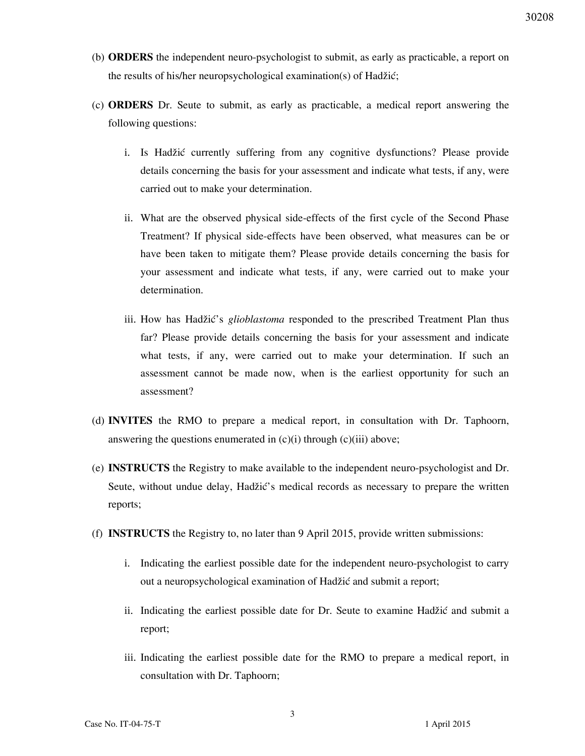(b) **ORDERS** the independent neuro-psychologist to submit, as early as practicable, a report on the results of his/her neuropsychological examination(s) of Hadžić;

(c) **ORDERS** Dr. Seute to submit, as early as practicable, a medical report answering the following questions:

   i. Is Hadžić currently suffering from any cognitive dysfunctions? Please provide details concerning the basis for your assessment and indicate what tests, if any, were carried out to make your determination.

   ii. What are the observed physical side-effects of the first cycle of the Second Phase Treatment? If physical side-effects have been observed, what measures can be or have been taken to mitigate them? Please provide details concerning the basis for your assessment and indicate what tests, if any, were carried out to make your determination.

   iii. How has Hadžić's *glioblastoma* responded to the prescribed Treatment Plan thus far? Please provide details concerning the basis for your assessment and indicate what tests, if any, were carried out to make your determination. If such an assessment cannot be made now, when is the earliest opportunity for such an assessment?

(d) **INVITES** the RMO to prepare a medical report, in consultation with Dr. Taphoorn, answering the questions enumerated in (c)(i) through (c)(iii) above;

(e) **INSTRUCTS** the Registry to make available to the independent neuro-psychologist and Dr. Seute, without undue delay, Hadžić's medical records as necessary to prepare the written reports;

(f) **INSTRUCTS** the Registry to, no later than 9 April 2015, provide written submissions:

   i. Indicating the earliest possible date for the independent neuro-psychologist to carry out a neuropsychological examination of Hadžić and submit a report;

   ii. Indicating the earliest possible date for Dr. Seute to examine Hadžić and submit a report;

   iii. Indicating the earliest possible date for the RMO to prepare a medical report, in consultation with Dr. Taphoorn;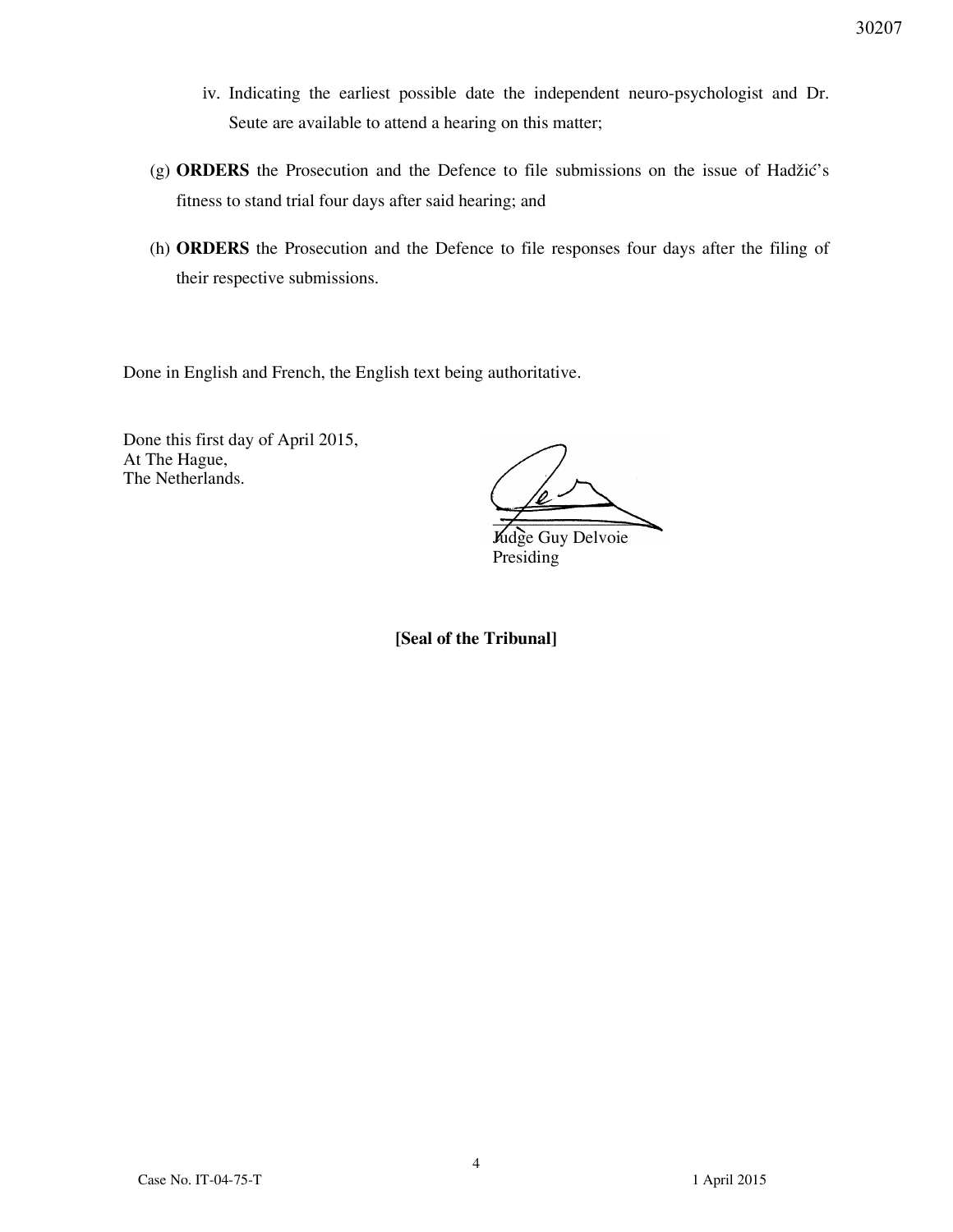iv. Indicating the earliest possible date the independent neuro-psychologist and Dr. Seute are available to attend a hearing on this matter;

(g) **ORDERS** the Prosecution and the Defence to file submissions on the issue of Hadžić's fitness to stand trial four days after said hearing; and

(h) **ORDERS** the Prosecution and the Defence to file responses four days after the filing of their respective submissions.

Done in English and French, the English text being authoritative.

Done this first day of April 2015,
At The Hague,
The Netherlands.

Judge Guy Delvoie
Presiding

**[Seal of the Tribunal]**